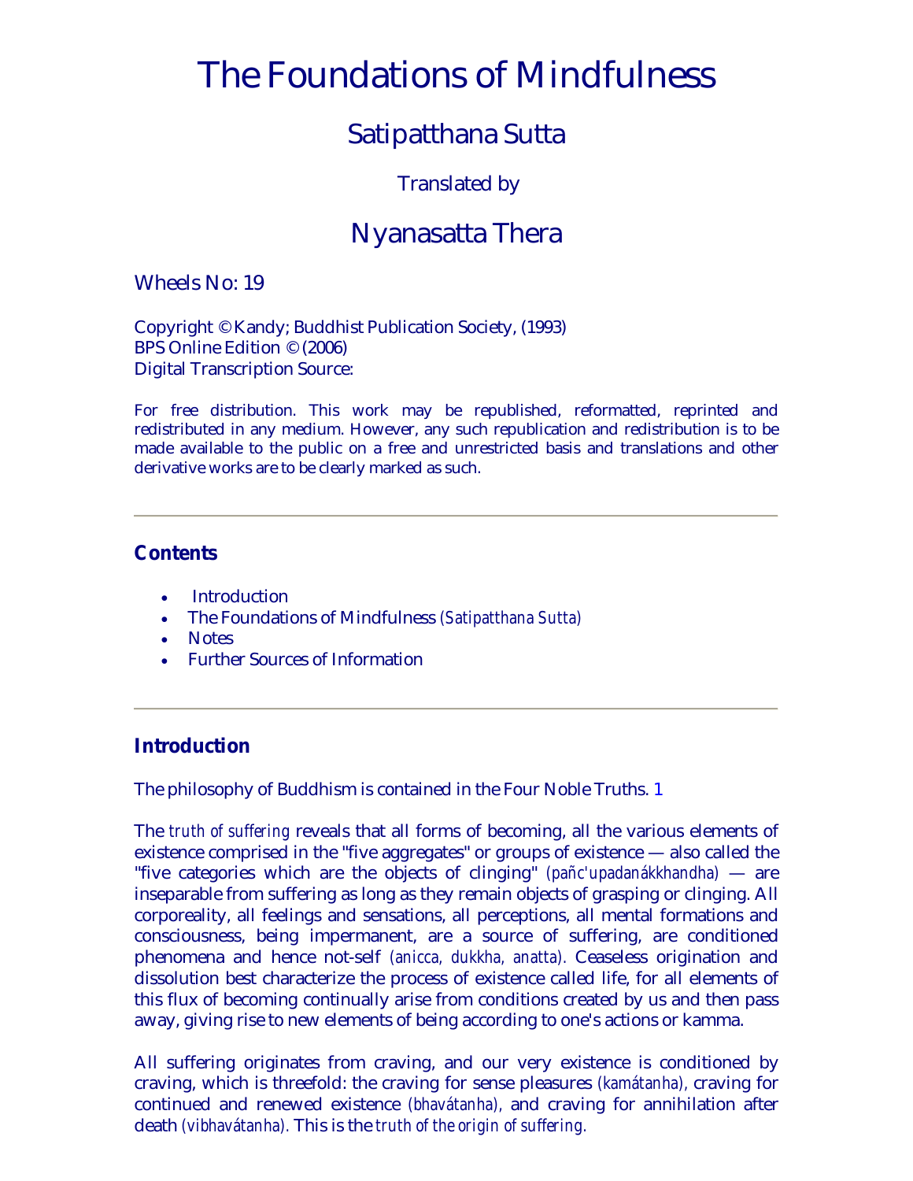# The Foundations of Mindfulness

## Satipatthana Sutta

Translated by

## Nyanasatta Thera

Wheels No: 19

Copyright © Kandy; Buddhist Publication Society, (1993)
BPS Online Edition © (2006)
Digital Transcription Source:

For free distribution. This work may be republished, reformatted, reprinted and redistributed in any medium. However, any such republication and redistribution is to be made available to the public on a free and unrestricted basis and translations and other derivative works are to be clearly marked as such.

---

### Contents

- Introduction
- The Foundations of Mindfulness *(Satipatthana Sutta)*
- Notes
- Further Sources of Information

---

### Introduction

The philosophy of Buddhism is contained in the Four Noble Truths. 1

The *truth of suffering* reveals that all forms of becoming, all the various elements of existence comprised in the "five aggregates" or groups of existence — also called the "five categories which are the objects of clinging" *(pañc'upadanákkhandha)* — are inseparable from suffering as long as they remain objects of grasping or clinging. All corporeality, all feelings and sensations, all perceptions, all mental formations and consciousness, being impermanent, are a source of suffering, are conditioned phenomena and hence not-self *(anicca, dukkha, anatta).* Ceaseless origination and dissolution best characterize the process of existence called life, for all elements of this flux of becoming continually arise from conditions created by us and then pass away, giving rise to new elements of being according to one's actions or kamma.

All suffering originates from craving, and our very existence is conditioned by craving, which is threefold: the craving for sense pleasures *(kamátanha),* craving for continued and renewed existence *(bhavátanha),* and craving for annihilation after death *(vibhavátanha).* This is the *truth of the origin of suffering.*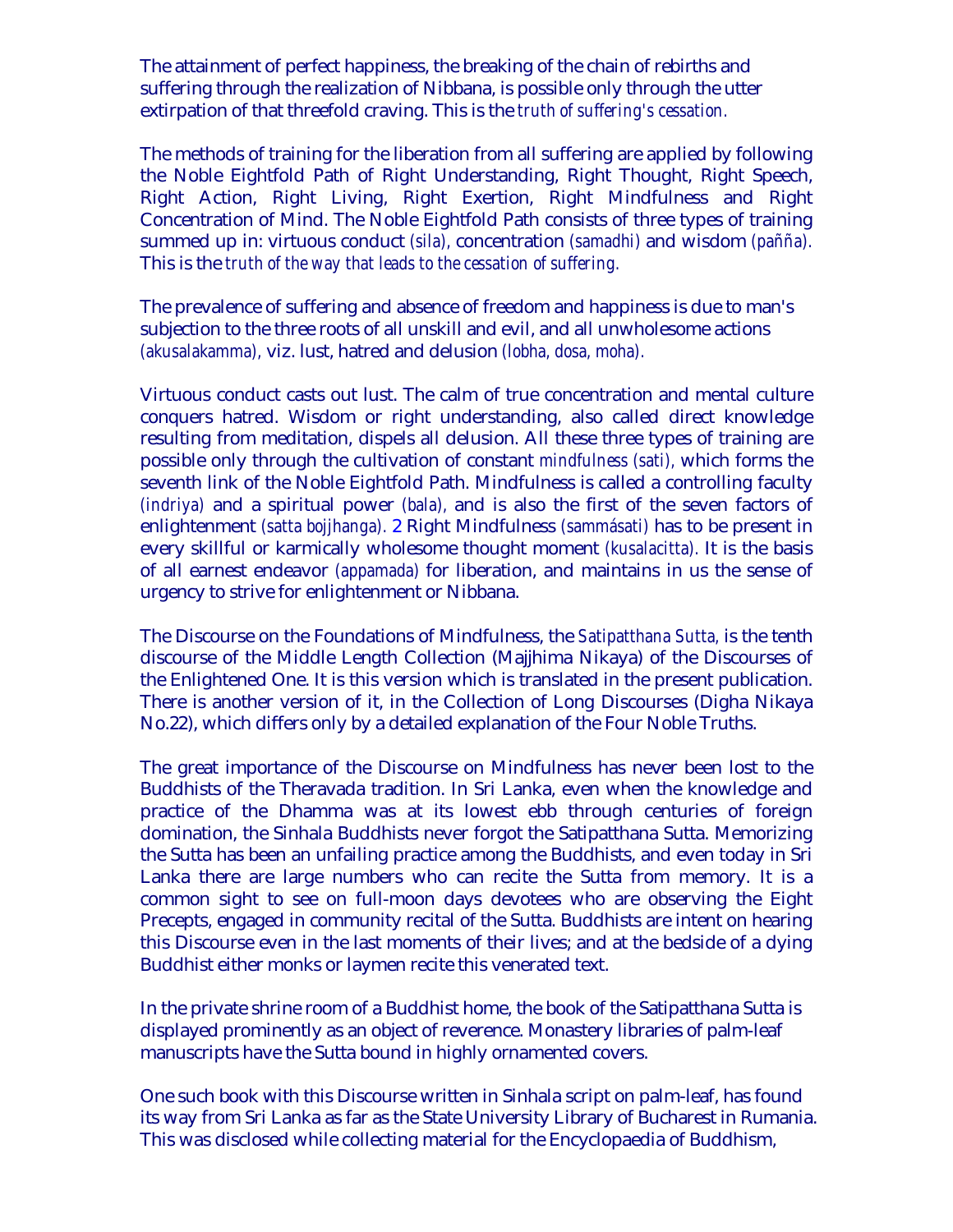The attainment of perfect happiness, the breaking of the chain of rebirths and suffering through the realization of Nibbana, is possible only through the utter extirpation of that threefold craving. This is the *truth of suffering's cessation.*

The methods of training for the liberation from all suffering are applied by following the Noble Eightfold Path of Right Understanding, Right Thought, Right Speech, Right Action, Right Living, Right Exertion, Right Mindfulness and Right Concentration of Mind. The Noble Eightfold Path consists of three types of training summed up in: virtuous conduct *(sila),* concentration *(samadhi)* and wisdom *(pañña).* This is the *truth of the way that leads to the cessation of suffering.*

The prevalence of suffering and absence of freedom and happiness is due to man's subjection to the three roots of all unskill and evil, and all unwholesome actions *(akusalakamma),* viz. lust, hatred and delusion *(lobha, dosa, moha).*

Virtuous conduct casts out lust. The calm of true concentration and mental culture conquers hatred. Wisdom or right understanding, also called direct knowledge resulting from meditation, dispels all delusion. All these three types of training are possible only through the cultivation of constant *mindfulness (sati),* which forms the seventh link of the Noble Eightfold Path. Mindfulness is called a controlling faculty *(indriya)* and a spiritual power *(bala),* and is also the first of the seven factors of enlightenment *(satta bojjhanga).* 2 Right Mindfulness *(sammásati)* has to be present in every skillful or karmically wholesome thought moment *(kusalacitta).* It is the basis of all earnest endeavor *(appamada)* for liberation, and maintains in us the sense of urgency to strive for enlightenment or Nibbana.

The Discourse on the Foundations of Mindfulness, the *Satipatthana Sutta,* is the tenth discourse of the Middle Length Collection (Majjhima Nikaya) of the Discourses of the Enlightened One. It is this version which is translated in the present publication. There is another version of it, in the Collection of Long Discourses (Digha Nikaya No.22), which differs only by a detailed explanation of the Four Noble Truths.

The great importance of the Discourse on Mindfulness has never been lost to the Buddhists of the Theravada tradition. In Sri Lanka, even when the knowledge and practice of the Dhamma was at its lowest ebb through centuries of foreign domination, the Sinhala Buddhists never forgot the Satipatthana Sutta. Memorizing the Sutta has been an unfailing practice among the Buddhists, and even today in Sri Lanka there are large numbers who can recite the Sutta from memory. It is a common sight to see on full-moon days devotees who are observing the Eight Precepts, engaged in community recital of the Sutta. Buddhists are intent on hearing this Discourse even in the last moments of their lives; and at the bedside of a dying Buddhist either monks or laymen recite this venerated text.

In the private shrine room of a Buddhist home, the book of the Satipatthana Sutta is displayed prominently as an object of reverence. Monastery libraries of palm-leaf manuscripts have the Sutta bound in highly ornamented covers.

One such book with this Discourse written in Sinhala script on palm-leaf, has found its way from Sri Lanka as far as the State University Library of Bucharest in Rumania. This was disclosed while collecting material for the Encyclopaedia of Buddhism,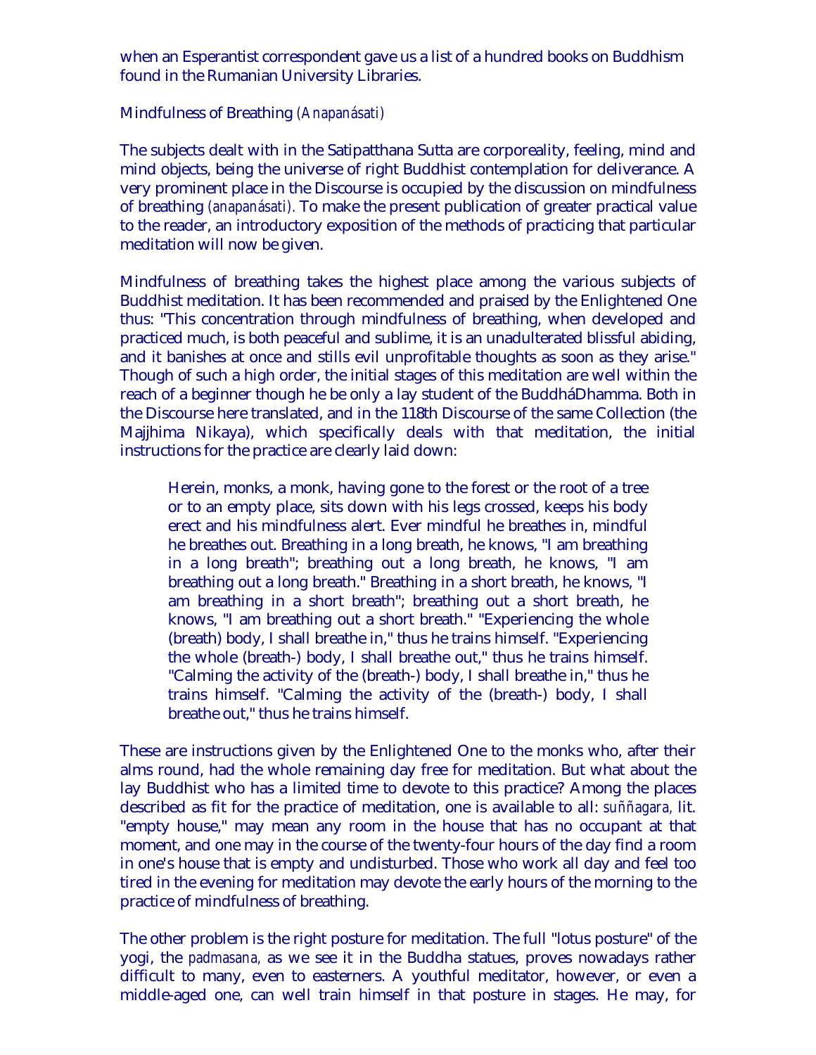when an Esperantist correspondent gave us a list of a hundred books on Buddhism found in the Rumanian University Libraries.

## Mindfulness of Breathing *(Anapanásati)*

The subjects dealt with in the Satipatthana Sutta are corporeality, feeling, mind and mind objects, being the universe of right Buddhist contemplation for deliverance. A very prominent place in the Discourse is occupied by the discussion on mindfulness of breathing *(anapanásati)*. To make the present publication of greater practical value to the reader, an introductory exposition of the methods of practicing that particular meditation will now be given.

Mindfulness of breathing takes the highest place among the various subjects of Buddhist meditation. It has been recommended and praised by the Enlightened One thus: "This concentration through mindfulness of breathing, when developed and practiced much, is both peaceful and sublime, it is an unadulterated blissful abiding, and it banishes at once and stills evil unprofitable thoughts as soon as they arise." Though of such a high order, the initial stages of this meditation are well within the reach of a beginner though he be only a lay student of the BuddháDhamma. Both in the Discourse here translated, and in the 118th Discourse of the same Collection (the Majjhima Nikaya), which specifically deals with that meditation, the initial instructions for the practice are clearly laid down:

> Herein, monks, a monk, having gone to the forest or the root of a tree or to an empty place, sits down with his legs crossed, keeps his body erect and his mindfulness alert. Ever mindful he breathes in, mindful he breathes out. Breathing in a long breath, he knows, "I am breathing in a long breath"; breathing out a long breath, he knows, "I am breathing out a long breath." Breathing in a short breath, he knows, "I am breathing in a short breath"; breathing out a short breath, he knows, "I am breathing out a short breath." "Experiencing the whole (breath) body, I shall breathe in," thus he trains himself. "Experiencing the whole (breath-) body, I shall breathe out," thus he trains himself. "Calming the activity of the (breath-) body, I shall breathe in," thus he trains himself. "Calming the activity of the (breath-) body, I shall breathe out," thus he trains himself.

These are instructions given by the Enlightened One to the monks who, after their alms round, had the whole remaining day free for meditation. But what about the lay Buddhist who has a limited time to devote to this practice? Among the places described as fit for the practice of meditation, one is available to all: *suññagara,* lit. "empty house," may mean any room in the house that has no occupant at that moment, and one may in the course of the twenty-four hours of the day find a room in one's house that is empty and undisturbed. Those who work all day and feel too tired in the evening for meditation may devote the early hours of the morning to the practice of mindfulness of breathing.

The other problem is the right posture for meditation. The full "lotus posture" of the yogi, the *padmasana,* as we see it in the Buddha statues, proves nowadays rather difficult to many, even to easterners. A youthful meditator, however, or even a middle-aged one, can well train himself in that posture in stages. He may, for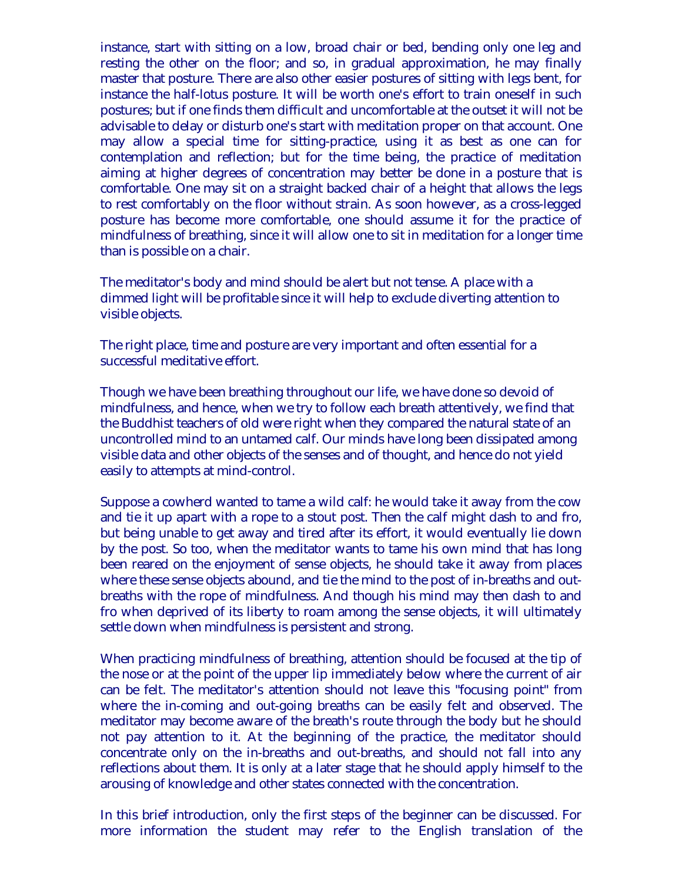instance, start with sitting on a low, broad chair or bed, bending only one leg and resting the other on the floor; and so, in gradual approximation, he may finally master that posture. There are also other easier postures of sitting with legs bent, for instance the half-lotus posture. It will be worth one's effort to train oneself in such postures; but if one finds them difficult and uncomfortable at the outset it will not be advisable to delay or disturb one's start with meditation proper on that account. One may allow a special time for sitting-practice, using it as best as one can for contemplation and reflection; but for the time being, the practice of meditation aiming at higher degrees of concentration may better be done in a posture that is comfortable. One may sit on a straight backed chair of a height that allows the legs to rest comfortably on the floor without strain. As soon however, as a cross-legged posture has become more comfortable, one should assume it for the practice of mindfulness of breathing, since it will allow one to sit in meditation for a longer time than is possible on a chair.

The meditator's body and mind should be alert but not tense. A place with a dimmed light will be profitable since it will help to exclude diverting attention to visible objects.

The right place, time and posture are very important and often essential for a successful meditative effort.

Though we have been breathing throughout our life, we have done so devoid of mindfulness, and hence, when we try to follow each breath attentively, we find that the Buddhist teachers of old were right when they compared the natural state of an uncontrolled mind to an untamed calf. Our minds have long been dissipated among visible data and other objects of the senses and of thought, and hence do not yield easily to attempts at mind-control.

Suppose a cowherd wanted to tame a wild calf: he would take it away from the cow and tie it up apart with a rope to a stout post. Then the calf might dash to and fro, but being unable to get away and tired after its effort, it would eventually lie down by the post. So too, when the meditator wants to tame his own mind that has long been reared on the enjoyment of sense objects, he should take it away from places where these sense objects abound, and tie the mind to the post of in-breaths and out-breaths with the rope of mindfulness. And though his mind may then dash to and fro when deprived of its liberty to roam among the sense objects, it will ultimately settle down when mindfulness is persistent and strong.

When practicing mindfulness of breathing, attention should be focused at the tip of the nose or at the point of the upper lip immediately below where the current of air can be felt. The meditator's attention should not leave this "focusing point" from where the in-coming and out-going breaths can be easily felt and observed. The meditator may become aware of the breath's route through the body but he should not pay attention to it. At the beginning of the practice, the meditator should concentrate only on the in-breaths and out-breaths, and should not fall into any reflections about them. It is only at a later stage that he should apply himself to the arousing of knowledge and other states connected with the concentration.

In this brief introduction, only the first steps of the beginner can be discussed. For more information the student may refer to the English translation of the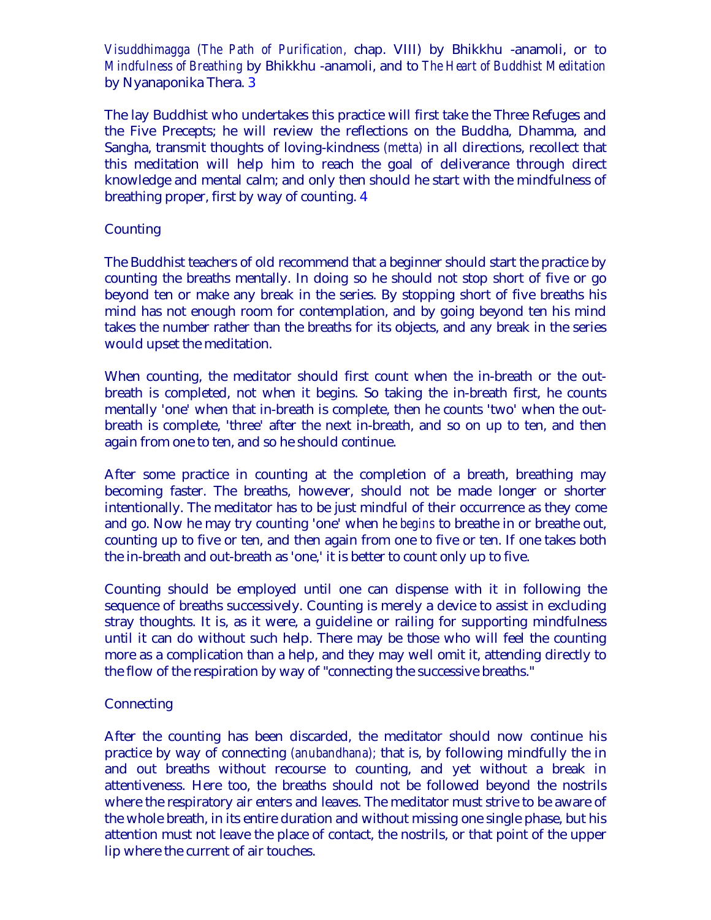*Visuddhimagga (The Path of Purification,* chap. VIII) by Bhikkhu -anamoli, or to *Mindfulness of Breathing* by Bhikkhu -anamoli, and to *The Heart of Buddhist Meditation* by Nyanaponika Thera. 3

The lay Buddhist who undertakes this practice will first take the Three Refuges and the Five Precepts; he will review the reflections on the Buddha, Dhamma, and Sangha, transmit thoughts of loving-kindness *(metta)* in all directions, recollect that this meditation will help him to reach the goal of deliverance through direct knowledge and mental calm; and only then should he start with the mindfulness of breathing proper, first by way of counting. 4

## Counting

The Buddhist teachers of old recommend that a beginner should start the practice by counting the breaths mentally. In doing so he should not stop short of five or go beyond ten or make any break in the series. By stopping short of five breaths his mind has not enough room for contemplation, and by going beyond ten his mind takes the number rather than the breaths for its objects, and any break in the series would upset the meditation.

When counting, the meditator should first count when the in-breath or the out-breath is completed, not when it begins. So taking the in-breath first, he counts mentally 'one' when that in-breath is complete, then he counts 'two' when the out-breath is complete, 'three' after the next in-breath, and so on up to ten, and then again from one to ten, and so he should continue.

After some practice in counting at the completion of a breath, breathing may becoming faster. The breaths, however, should not be made longer or shorter intentionally. The meditator has to be just mindful of their occurrence as they come and go. Now he may try counting 'one' when he *begins* to breathe in or breathe out, counting up to five or ten, and then again from one to five or ten. If one takes both the in-breath and out-breath as 'one,' it is better to count only up to five.

Counting should be employed until one can dispense with it in following the sequence of breaths successively. Counting is merely a device to assist in excluding stray thoughts. It is, as it were, a guideline or railing for supporting mindfulness until it can do without such help. There may be those who will feel the counting more as a complication than a help, and they may well omit it, attending directly to the flow of the respiration by way of "connecting the successive breaths."

## Connecting

After the counting has been discarded, the meditator should now continue his practice by way of connecting *(anubandhana);* that is, by following mindfully the in and out breaths without recourse to counting, and yet without a break in attentiveness. Here too, the breaths should not be followed beyond the nostrils where the respiratory air enters and leaves. The meditator must strive to be aware of the whole breath, in its entire duration and without missing one single phase, but his attention must not leave the place of contact, the nostrils, or that point of the upper lip where the current of air touches.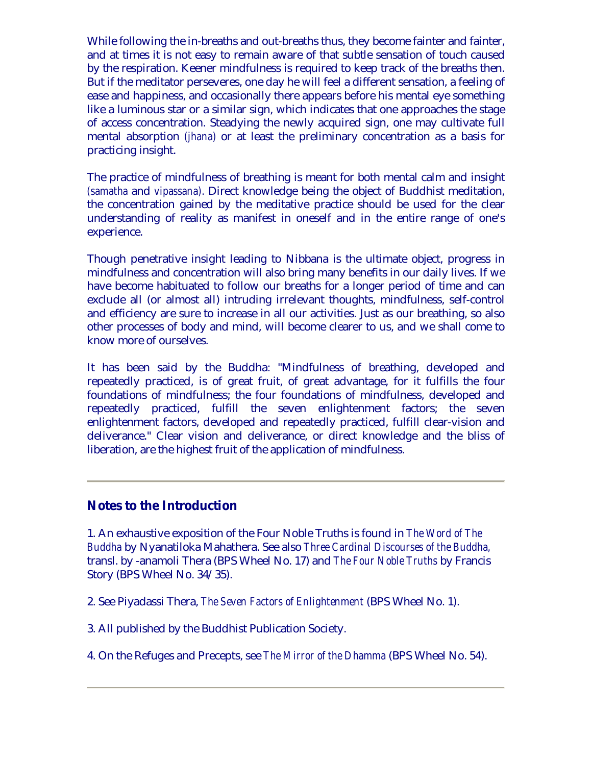While following the in-breaths and out-breaths thus, they become fainter and fainter, and at times it is not easy to remain aware of that subtle sensation of touch caused by the respiration. Keener mindfulness is required to keep track of the breaths then. But if the meditator perseveres, one day he will feel a different sensation, a feeling of ease and happiness, and occasionally there appears before his mental eye something like a luminous star or a similar sign, which indicates that one approaches the stage of access concentration. Steadying the newly acquired sign, one may cultivate full mental absorption *(jhana)* or at least the preliminary concentration as a basis for practicing insight.

The practice of mindfulness of breathing is meant for both mental calm and insight *(samatha* and *vipassana).* Direct knowledge being the object of Buddhist meditation, the concentration gained by the meditative practice should be used for the clear understanding of reality as manifest in oneself and in the entire range of one's experience.

Though penetrative insight leading to Nibbana is the ultimate object, progress in mindfulness and concentration will also bring many benefits in our daily lives. If we have become habituated to follow our breaths for a longer period of time and can exclude all (or almost all) intruding irrelevant thoughts, mindfulness, self-control and efficiency are sure to increase in all our activities. Just as our breathing, so also other processes of body and mind, will become clearer to us, and we shall come to know more of ourselves.

It has been said by the Buddha: "Mindfulness of breathing, developed and repeatedly practiced, is of great fruit, of great advantage, for it fulfills the four foundations of mindfulness; the four foundations of mindfulness, developed and repeatedly practiced, fulfill the seven enlightenment factors; the seven enlightenment factors, developed and repeatedly practiced, fulfill clear-vision and deliverance." Clear vision and deliverance, or direct knowledge and the bliss of liberation, are the highest fruit of the application of mindfulness.

---

## Notes to the Introduction

1. An exhaustive exposition of the Four Noble Truths is found in *The Word of The Buddha* by Nyanatiloka Mahathera. See also *Three Cardinal Discourses of the Buddha,* transl. by -anamoli Thera (BPS Wheel No. 17) and *The Four Noble Truths* by Francis Story (BPS Wheel No. 34/35).

2. See Piyadassi Thera, *The Seven Factors of Enlightenment* (BPS Wheel No. 1).

3. All published by the Buddhist Publication Society.

4. On the Refuges and Precepts, see *The Mirror of the Dhamma* (BPS Wheel No. 54).

---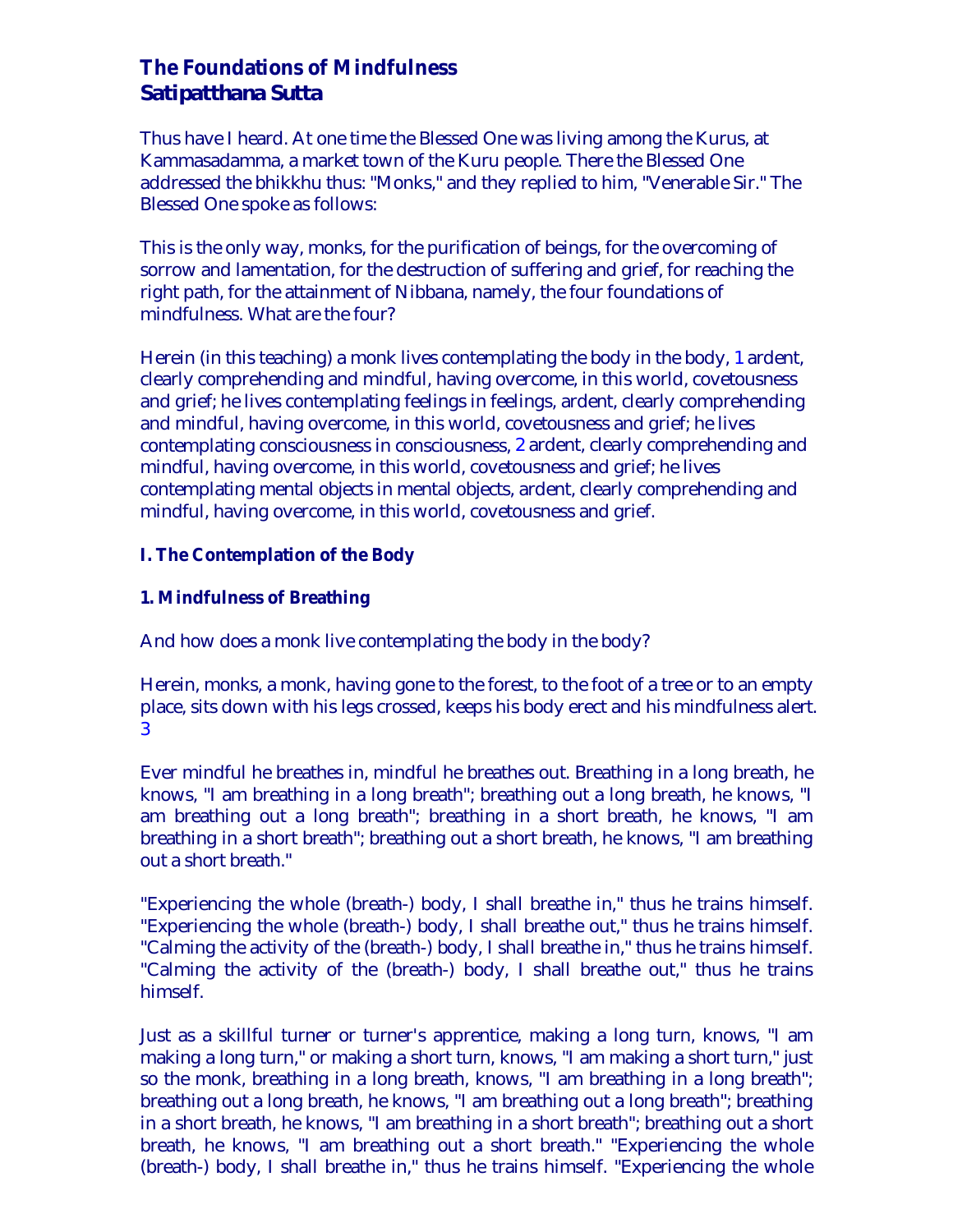# The Foundations of Mindfulness
# Satipatthana Sutta

Thus have I heard. At one time the Blessed One was living among the Kurus, at Kammasadamma, a market town of the Kuru people. There the Blessed One addressed the bhikkhu thus: "Monks," and they replied to him, "Venerable Sir." The Blessed One spoke as follows:

This is the only way, monks, for the purification of beings, for the overcoming of sorrow and lamentation, for the destruction of suffering and grief, for reaching the right path, for the attainment of Nibbana, namely, the four foundations of mindfulness. What are the four?

Herein (in this teaching) a monk lives contemplating the body in the body, [1] ardent, clearly comprehending and mindful, having overcome, in this world, covetousness and grief; he lives contemplating feelings in feelings, ardent, clearly comprehending and mindful, having overcome, in this world, covetousness and grief; he lives contemplating consciousness in consciousness, [2] ardent, clearly comprehending and mindful, having overcome, in this world, covetousness and grief; he lives contemplating mental objects in mental objects, ardent, clearly comprehending and mindful, having overcome, in this world, covetousness and grief.

## I. The Contemplation of the Body

### 1. Mindfulness of Breathing

And how does a monk live contemplating the body in the body?

Herein, monks, a monk, having gone to the forest, to the foot of a tree or to an empty place, sits down with his legs crossed, keeps his body erect and his mindfulness alert. [3]

Ever mindful he breathes in, mindful he breathes out. Breathing in a long breath, he knows, "I am breathing in a long breath"; breathing out a long breath, he knows, "I am breathing out a long breath"; breathing in a short breath, he knows, "I am breathing in a short breath"; breathing out a short breath, he knows, "I am breathing out a short breath."

"Experiencing the whole (breath-) body, I shall breathe in," thus he trains himself. "Experiencing the whole (breath-) body, I shall breathe out," thus he trains himself. "Calming the activity of the (breath-) body, I shall breathe in," thus he trains himself. "Calming the activity of the (breath-) body, I shall breathe out," thus he trains himself.

Just as a skillful turner or turner's apprentice, making a long turn, knows, "I am making a long turn," or making a short turn, knows, "I am making a short turn," just so the monk, breathing in a long breath, knows, "I am breathing in a long breath"; breathing out a long breath, he knows, "I am breathing out a long breath"; breathing in a short breath, he knows, "I am breathing in a short breath"; breathing out a short breath, he knows, "I am breathing out a short breath." "Experiencing the whole (breath-) body, I shall breathe in," thus he trains himself. "Experiencing the whole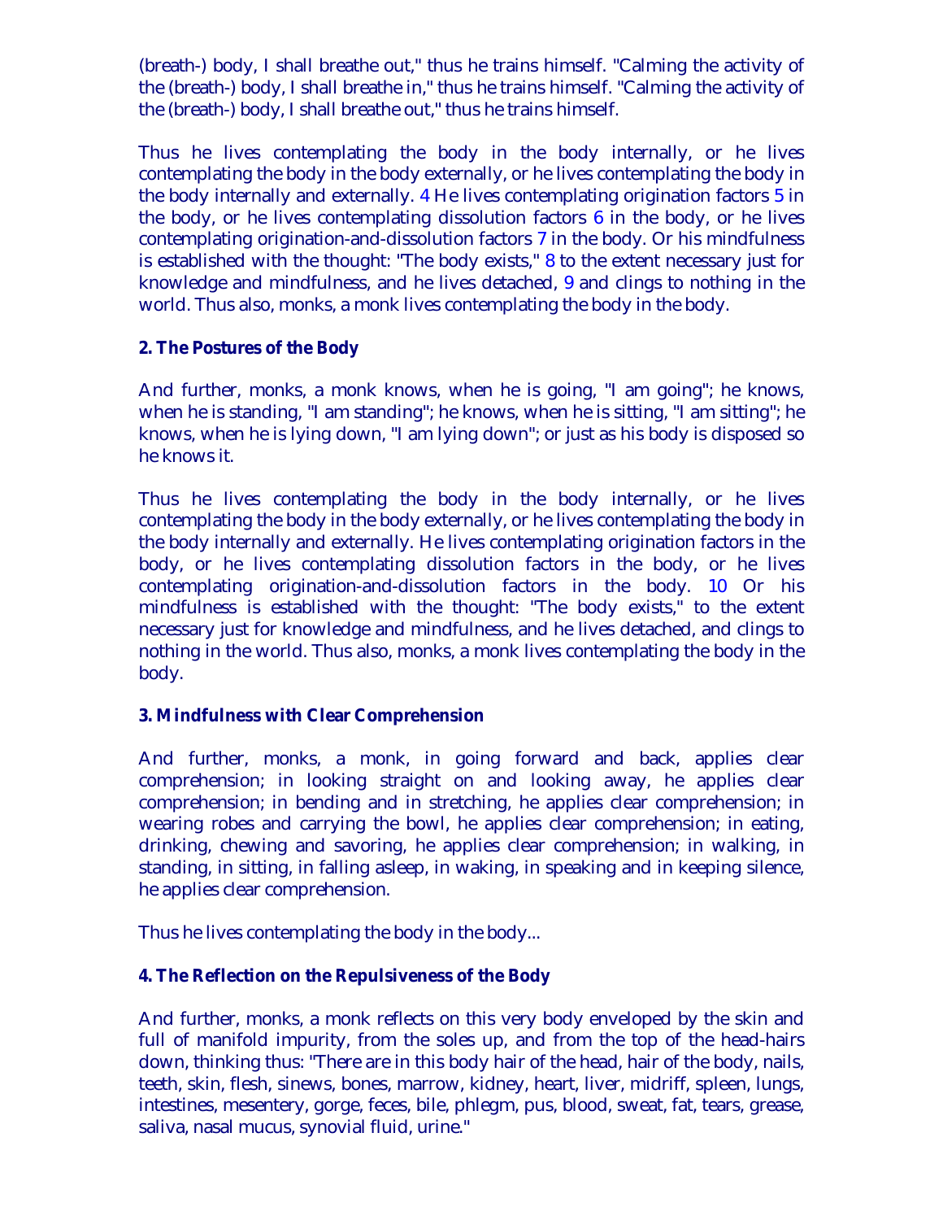(breath-) body, I shall breathe out," thus he trains himself. "Calming the activity of the (breath-) body, I shall breathe in," thus he trains himself. "Calming the activity of the (breath-) body, I shall breathe out," thus he trains himself.

Thus he lives contemplating the body in the body internally, or he lives contemplating the body in the body externally, or he lives contemplating the body in the body internally and externally. 4 He lives contemplating origination factors 5 in the body, or he lives contemplating dissolution factors 6 in the body, or he lives contemplating origination-and-dissolution factors 7 in the body. Or his mindfulness is established with the thought: "The body exists," 8 to the extent necessary just for knowledge and mindfulness, and he lives detached, 9 and clings to nothing in the world. Thus also, monks, a monk lives contemplating the body in the body.

**2. The Postures of the Body**

And further, monks, a monk knows, when he is going, "I am going"; he knows, when he is standing, "I am standing"; he knows, when he is sitting, "I am sitting"; he knows, when he is lying down, "I am lying down"; or just as his body is disposed so he knows it.

Thus he lives contemplating the body in the body internally, or he lives contemplating the body in the body externally, or he lives contemplating the body in the body internally and externally. He lives contemplating origination factors in the body, or he lives contemplating dissolution factors in the body, or he lives contemplating origination-and-dissolution factors in the body. 10 Or his mindfulness is established with the thought: "The body exists," to the extent necessary just for knowledge and mindfulness, and he lives detached, and clings to nothing in the world. Thus also, monks, a monk lives contemplating the body in the body.

**3. Mindfulness with Clear Comprehension**

And further, monks, a monk, in going forward and back, applies clear comprehension; in looking straight on and looking away, he applies clear comprehension; in bending and in stretching, he applies clear comprehension; in wearing robes and carrying the bowl, he applies clear comprehension; in eating, drinking, chewing and savoring, he applies clear comprehension; in walking, in standing, in sitting, in falling asleep, in waking, in speaking and in keeping silence, he applies clear comprehension.

Thus he lives contemplating the body in the body...

**4. The Reflection on the Repulsiveness of the Body**

And further, monks, a monk reflects on this very body enveloped by the skin and full of manifold impurity, from the soles up, and from the top of the head-hairs down, thinking thus: "There are in this body hair of the head, hair of the body, nails, teeth, skin, flesh, sinews, bones, marrow, kidney, heart, liver, midriff, spleen, lungs, intestines, mesentery, gorge, feces, bile, phlegm, pus, blood, sweat, fat, tears, grease, saliva, nasal mucus, synovial fluid, urine."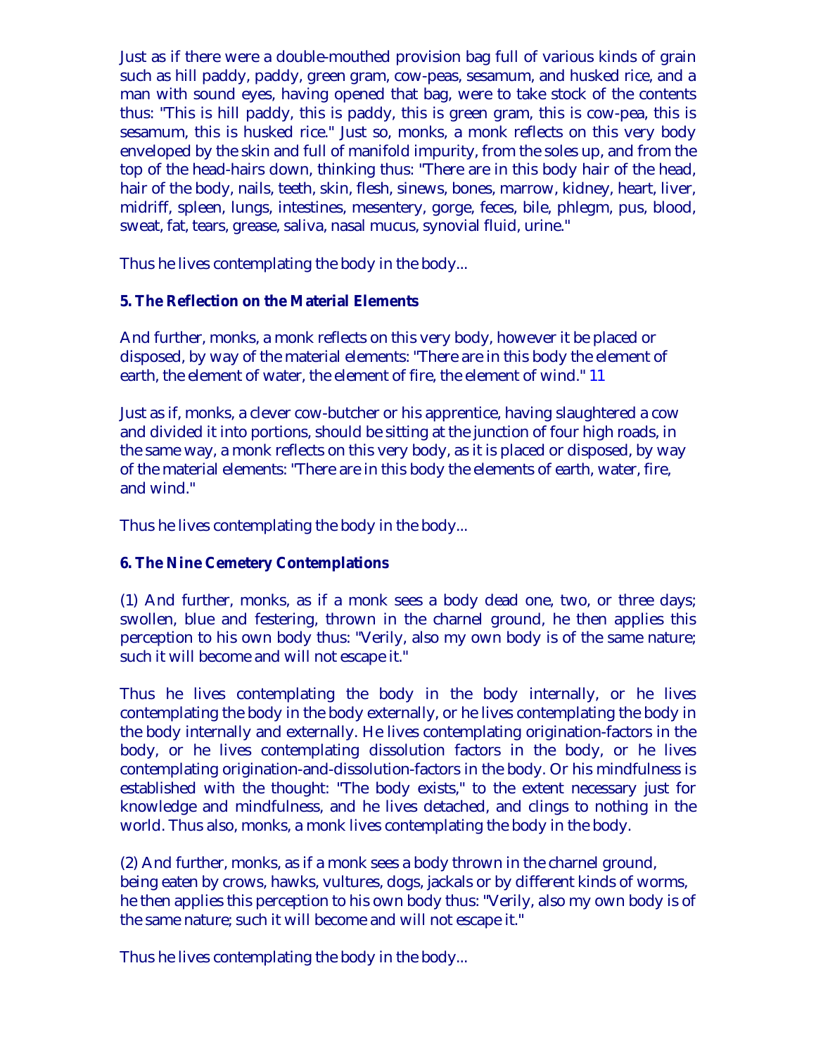Just as if there were a double-mouthed provision bag full of various kinds of grain such as hill paddy, paddy, green gram, cow-peas, sesamum, and husked rice, and a man with sound eyes, having opened that bag, were to take stock of the contents thus: "This is hill paddy, this is paddy, this is green gram, this is cow-pea, this is sesamum, this is husked rice." Just so, monks, a monk reflects on this very body enveloped by the skin and full of manifold impurity, from the soles up, and from the top of the head-hairs down, thinking thus: "There are in this body hair of the head, hair of the body, nails, teeth, skin, flesh, sinews, bones, marrow, kidney, heart, liver, midriff, spleen, lungs, intestines, mesentery, gorge, feces, bile, phlegm, pus, blood, sweat, fat, tears, grease, saliva, nasal mucus, synovial fluid, urine."

Thus he lives contemplating the body in the body...

**5. The Reflection on the Material Elements**

And further, monks, a monk reflects on this very body, however it be placed or disposed, by way of the material elements: "There are in this body the element of earth, the element of water, the element of fire, the element of wind." 11

Just as if, monks, a clever cow-butcher or his apprentice, having slaughtered a cow and divided it into portions, should be sitting at the junction of four high roads, in the same way, a monk reflects on this very body, as it is placed or disposed, by way of the material elements: "There are in this body the elements of earth, water, fire, and wind."

Thus he lives contemplating the body in the body...

**6. The Nine Cemetery Contemplations**

(1) And further, monks, as if a monk sees a body dead one, two, or three days; swollen, blue and festering, thrown in the charnel ground, he then applies this perception to his own body thus: "Verily, also my own body is of the same nature; such it will become and will not escape it."

Thus he lives contemplating the body in the body internally, or he lives contemplating the body in the body externally, or he lives contemplating the body in the body internally and externally. He lives contemplating origination-factors in the body, or he lives contemplating dissolution factors in the body, or he lives contemplating origination-and-dissolution-factors in the body. Or his mindfulness is established with the thought: "The body exists," to the extent necessary just for knowledge and mindfulness, and he lives detached, and clings to nothing in the world. Thus also, monks, a monk lives contemplating the body in the body.

(2) And further, monks, as if a monk sees a body thrown in the charnel ground, being eaten by crows, hawks, vultures, dogs, jackals or by different kinds of worms, he then applies this perception to his own body thus: "Verily, also my own body is of the same nature; such it will become and will not escape it."

Thus he lives contemplating the body in the body...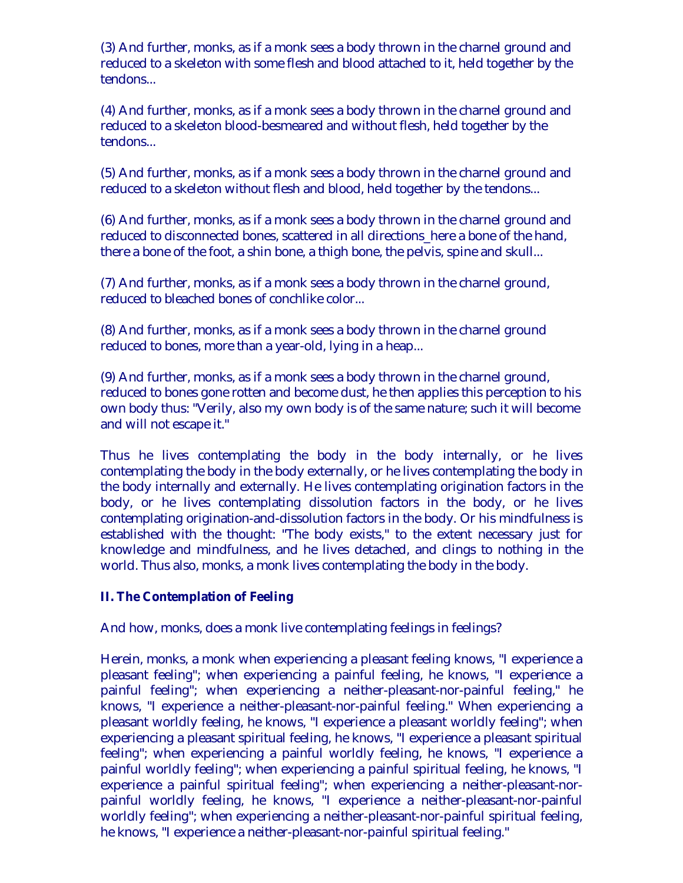(3) And further, monks, as if a monk sees a body thrown in the charnel ground and reduced to a skeleton with some flesh and blood attached to it, held together by the tendons...

(4) And further, monks, as if a monk sees a body thrown in the charnel ground and reduced to a skeleton blood-besmeared and without flesh, held together by the tendons...

(5) And further, monks, as if a monk sees a body thrown in the charnel ground and reduced to a skeleton without flesh and blood, held together by the tendons...

(6) And further, monks, as if a monk sees a body thrown in the charnel ground and reduced to disconnected bones, scattered in all directions_here a bone of the hand, there a bone of the foot, a shin bone, a thigh bone, the pelvis, spine and skull...

(7) And further, monks, as if a monk sees a body thrown in the charnel ground, reduced to bleached bones of conchlike color...

(8) And further, monks, as if a monk sees a body thrown in the charnel ground reduced to bones, more than a year-old, lying in a heap...

(9) And further, monks, as if a monk sees a body thrown in the charnel ground, reduced to bones gone rotten and become dust, he then applies this perception to his own body thus: "Verily, also my own body is of the same nature; such it will become and will not escape it."

Thus he lives contemplating the body in the body internally, or he lives contemplating the body in the body externally, or he lives contemplating the body in the body internally and externally. He lives contemplating origination factors in the body, or he lives contemplating dissolution factors in the body, or he lives contemplating origination-and-dissolution factors in the body. Or his mindfulness is established with the thought: "The body exists," to the extent necessary just for knowledge and mindfulness, and he lives detached, and clings to nothing in the world. Thus also, monks, a monk lives contemplating the body in the body.

**II. The Contemplation of Feeling**

And how, monks, does a monk live contemplating feelings in feelings?

Herein, monks, a monk when experiencing a pleasant feeling knows, "I experience a pleasant feeling"; when experiencing a painful feeling, he knows, "I experience a painful feeling"; when experiencing a neither-pleasant-nor-painful feeling," he knows, "I experience a neither-pleasant-nor-painful feeling." When experiencing a pleasant worldly feeling, he knows, "I experience a pleasant worldly feeling"; when experiencing a pleasant spiritual feeling, he knows, "I experience a pleasant spiritual feeling"; when experiencing a painful worldly feeling, he knows, "I experience a painful worldly feeling"; when experiencing a painful spiritual feeling, he knows, "I experience a painful spiritual feeling"; when experiencing a neither-pleasant-nor-painful worldly feeling, he knows, "I experience a neither-pleasant-nor-painful worldly feeling"; when experiencing a neither-pleasant-nor-painful spiritual feeling, he knows, "I experience a neither-pleasant-nor-painful spiritual feeling."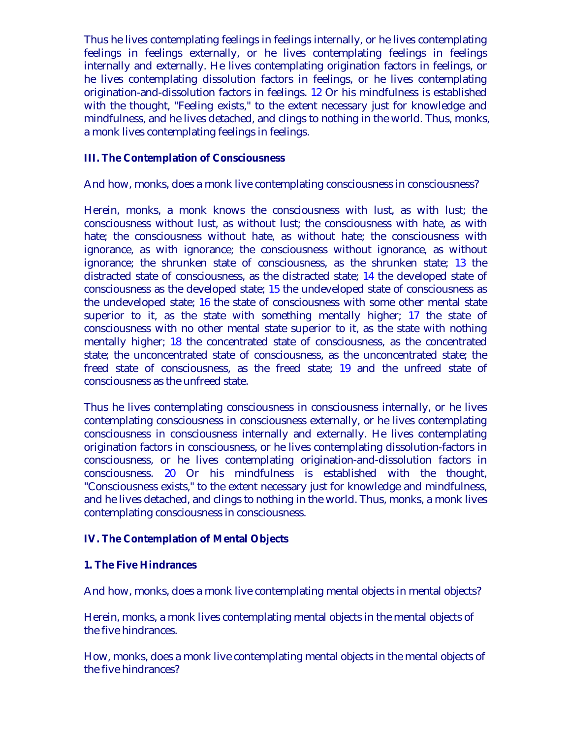Thus he lives contemplating feelings in feelings internally, or he lives contemplating feelings in feelings externally, or he lives contemplating feelings in feelings internally and externally. He lives contemplating origination factors in feelings, or he lives contemplating dissolution factors in feelings, or he lives contemplating origination-and-dissolution factors in feelings. [12] Or his mindfulness is established with the thought, "Feeling exists," to the extent necessary just for knowledge and mindfulness, and he lives detached, and clings to nothing in the world. Thus, monks, a monk lives contemplating feelings in feelings.

### III. The Contemplation of Consciousness

And how, monks, does a monk live contemplating consciousness in consciousness?

Herein, monks, a monk knows the consciousness with lust, as with lust; the consciousness without lust, as without lust; the consciousness with hate, as with hate; the consciousness without hate, as without hate; the consciousness with ignorance, as with ignorance; the consciousness without ignorance, as without ignorance; the shrunken state of consciousness, as the shrunken state; [13] the distracted state of consciousness, as the distracted state; [14] the developed state of consciousness as the developed state; [15] the undeveloped state of consciousness as the undeveloped state; [16] the state of consciousness with some other mental state superior to it, as the state with something mentally higher; [17] the state of consciousness with no other mental state superior to it, as the state with nothing mentally higher; [18] the concentrated state of consciousness, as the concentrated state; the unconcentrated state of consciousness, as the unconcentrated state; the freed state of consciousness, as the freed state; [19] and the unfreed state of consciousness as the unfreed state.

Thus he lives contemplating consciousness in consciousness internally, or he lives contemplating consciousness in consciousness externally, or he lives contemplating consciousness in consciousness internally and externally. He lives contemplating origination factors in consciousness, or he lives contemplating dissolution-factors in consciousness, or he lives contemplating origination-and-dissolution factors in consciousness. [20] Or his mindfulness is established with the thought, "Consciousness exists," to the extent necessary just for knowledge and mindfulness, and he lives detached, and clings to nothing in the world. Thus, monks, a monk lives contemplating consciousness in consciousness.

### IV. The Contemplation of Mental Objects

#### 1. The Five Hindrances

And how, monks, does a monk live contemplating mental objects in mental objects?

Herein, monks, a monk lives contemplating mental objects in the mental objects of the five hindrances.

How, monks, does a monk live contemplating mental objects in the mental objects of the five hindrances?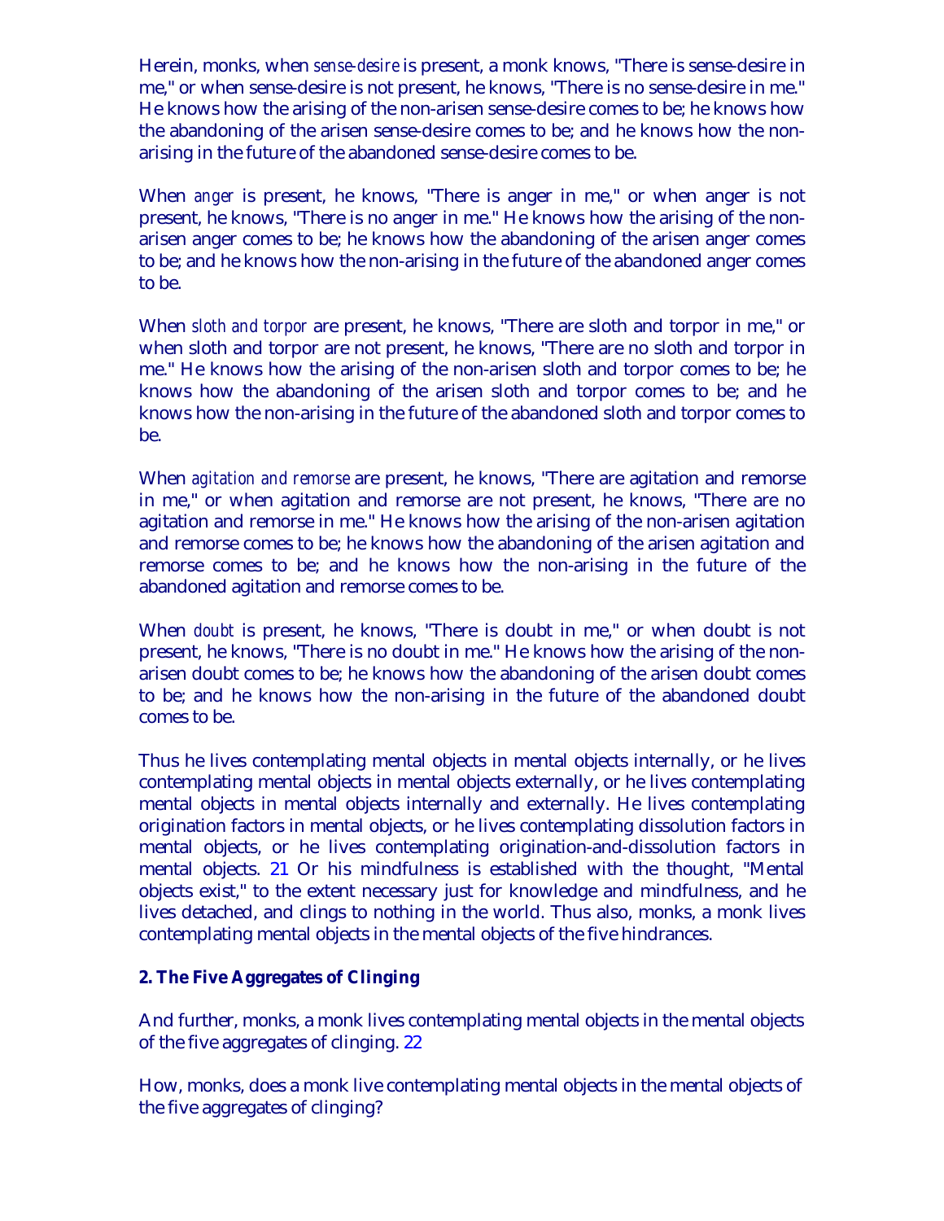Herein, monks, when *sense-desire* is present, a monk knows, "There is sense-desire in me," or when sense-desire is not present, he knows, "There is no sense-desire in me." He knows how the arising of the non-arisen sense-desire comes to be; he knows how the abandoning of the arisen sense-desire comes to be; and he knows how the non-arising in the future of the abandoned sense-desire comes to be.

When *anger* is present, he knows, "There is anger in me," or when anger is not present, he knows, "There is no anger in me." He knows how the arising of the non-arisen anger comes to be; he knows how the abandoning of the arisen anger comes to be; and he knows how the non-arising in the future of the abandoned anger comes to be.

When *sloth and torpor* are present, he knows, "There are sloth and torpor in me," or when sloth and torpor are not present, he knows, "There are no sloth and torpor in me." He knows how the arising of the non-arisen sloth and torpor comes to be; he knows how the abandoning of the arisen sloth and torpor comes to be; and he knows how the non-arising in the future of the abandoned sloth and torpor comes to be.

When *agitation and remorse* are present, he knows, "There are agitation and remorse in me," or when agitation and remorse are not present, he knows, "There are no agitation and remorse in me." He knows how the arising of the non-arisen agitation and remorse comes to be; he knows how the abandoning of the arisen agitation and remorse comes to be; and he knows how the non-arising in the future of the abandoned agitation and remorse comes to be.

When *doubt* is present, he knows, "There is doubt in me," or when doubt is not present, he knows, "There is no doubt in me." He knows how the arising of the non-arisen doubt comes to be; he knows how the abandoning of the arisen doubt comes to be; and he knows how the non-arising in the future of the abandoned doubt comes to be.

Thus he lives contemplating mental objects in mental objects internally, or he lives contemplating mental objects in mental objects externally, or he lives contemplating mental objects in mental objects internally and externally. He lives contemplating origination factors in mental objects, or he lives contemplating dissolution factors in mental objects, or he lives contemplating origination-and-dissolution factors in mental objects. 21 Or his mindfulness is established with the thought, "Mental objects exist," to the extent necessary just for knowledge and mindfulness, and he lives detached, and clings to nothing in the world. Thus also, monks, a monk lives contemplating mental objects in the mental objects of the five hindrances.

**2. The Five Aggregates of Clinging**

And further, monks, a monk lives contemplating mental objects in the mental objects of the five aggregates of clinging. 22

How, monks, does a monk live contemplating mental objects in the mental objects of the five aggregates of clinging?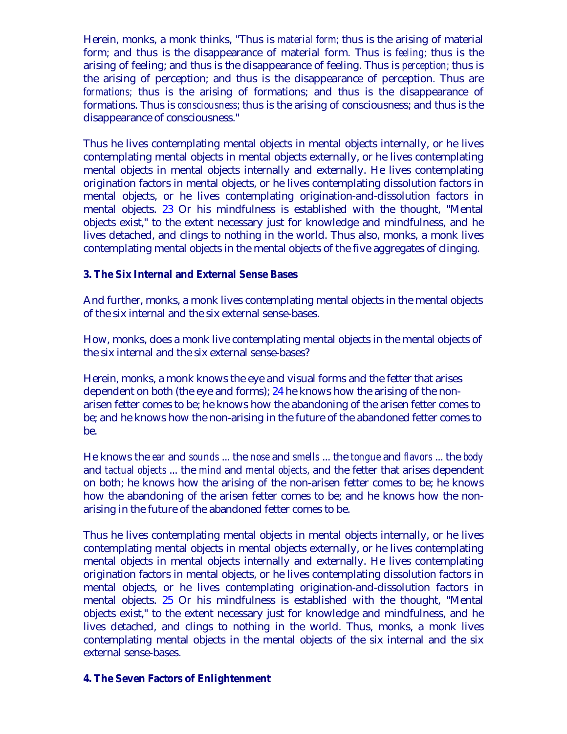Herein, monks, a monk thinks, "Thus is *material form;* thus is the arising of material form; and thus is the disappearance of material form. Thus is *feeling;* thus is the arising of feeling; and thus is the disappearance of feeling. Thus is *perception;* thus is the arising of perception; and thus is the disappearance of perception. Thus are *formations;* thus is the arising of formations; and thus is the disappearance of formations. Thus is *consciousness;* thus is the arising of consciousness; and thus is the disappearance of consciousness."

Thus he lives contemplating mental objects in mental objects internally, or he lives contemplating mental objects in mental objects externally, or he lives contemplating mental objects in mental objects internally and externally. He lives contemplating origination factors in mental objects, or he lives contemplating dissolution factors in mental objects, or he lives contemplating origination-and-dissolution factors in mental objects. 23 Or his mindfulness is established with the thought, "Mental objects exist," to the extent necessary just for knowledge and mindfulness, and he lives detached, and clings to nothing in the world. Thus also, monks, a monk lives contemplating mental objects in the mental objects of the five aggregates of clinging.

**3. The Six Internal and External Sense Bases**

And further, monks, a monk lives contemplating mental objects in the mental objects of the six internal and the six external sense-bases.

How, monks, does a monk live contemplating mental objects in the mental objects of the six internal and the six external sense-bases?

Herein, monks, a monk knows the eye and visual forms and the fetter that arises dependent on both (the eye and forms); 24 he knows how the arising of the non-arisen fetter comes to be; he knows how the abandoning of the arisen fetter comes to be; and he knows how the non-arising in the future of the abandoned fetter comes to be.

He knows the *ear* and *sounds* ... the *nose* and *smells* ... the *tongue* and *flavors* ... the *body* and *tactual objects* ... the *mind* and *mental objects,* and the fetter that arises dependent on both; he knows how the arising of the non-arisen fetter comes to be; he knows how the abandoning of the arisen fetter comes to be; and he knows how the non-arising in the future of the abandoned fetter comes to be.

Thus he lives contemplating mental objects in mental objects internally, or he lives contemplating mental objects in mental objects externally, or he lives contemplating mental objects in mental objects internally and externally. He lives contemplating origination factors in mental objects, or he lives contemplating dissolution factors in mental objects, or he lives contemplating origination-and-dissolution factors in mental objects. 25 Or his mindfulness is established with the thought, "Mental objects exist," to the extent necessary just for knowledge and mindfulness, and he lives detached, and clings to nothing in the world. Thus, monks, a monk lives contemplating mental objects in the mental objects of the six internal and the six external sense-bases.

**4. The Seven Factors of Enlightenment**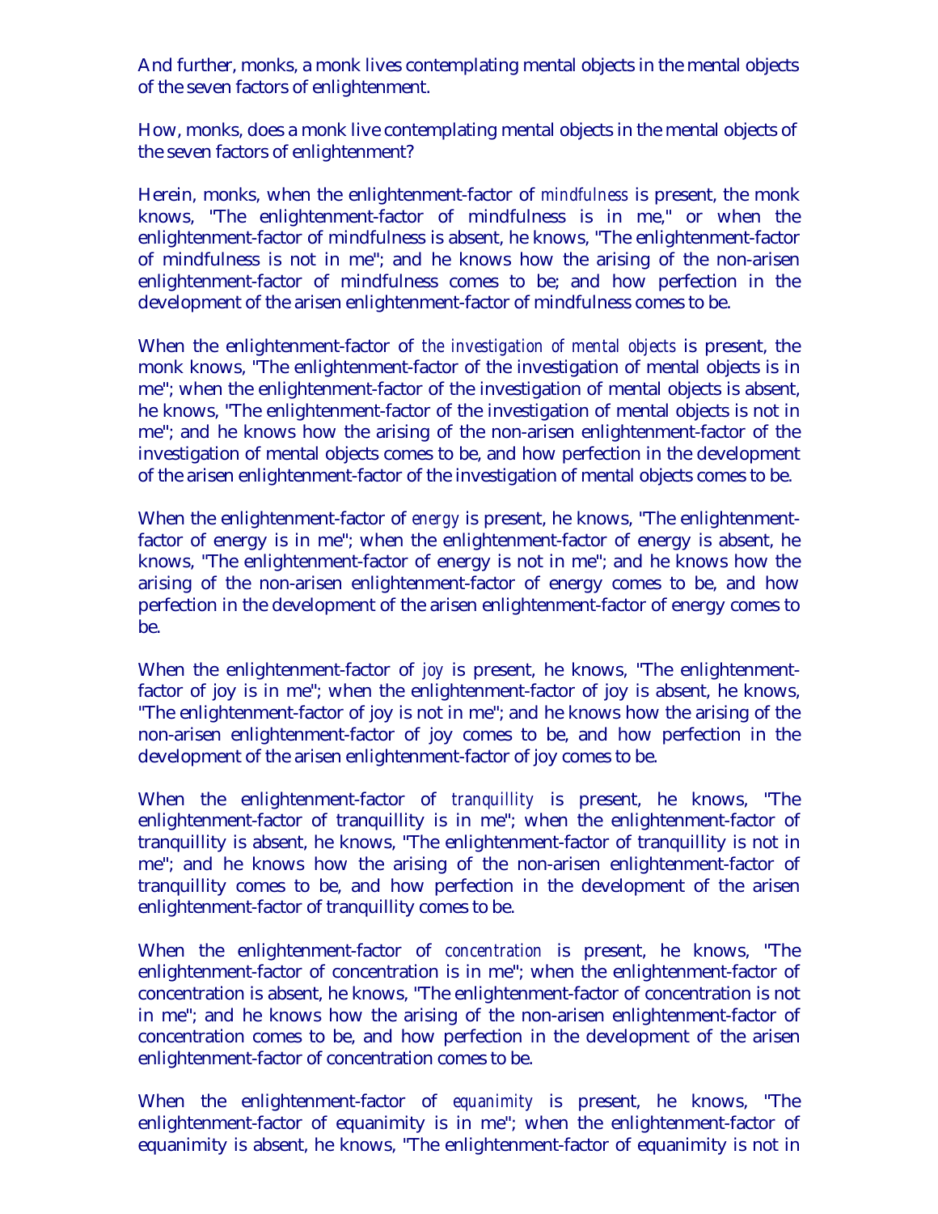And further, monks, a monk lives contemplating mental objects in the mental objects of the seven factors of enlightenment.

How, monks, does a monk live contemplating mental objects in the mental objects of the seven factors of enlightenment?

Herein, monks, when the enlightenment-factor of *mindfulness* is present, the monk knows, "The enlightenment-factor of mindfulness is in me," or when the enlightenment-factor of mindfulness is absent, he knows, "The enlightenment-factor of mindfulness is not in me"; and he knows how the arising of the non-arisen enlightenment-factor of mindfulness comes to be; and how perfection in the development of the arisen enlightenment-factor of mindfulness comes to be.

When the enlightenment-factor of *the investigation of mental objects* is present, the monk knows, "The enlightenment-factor of the investigation of mental objects is in me"; when the enlightenment-factor of the investigation of mental objects is absent, he knows, "The enlightenment-factor of the investigation of mental objects is not in me"; and he knows how the arising of the non-arisen enlightenment-factor of the investigation of mental objects comes to be, and how perfection in the development of the arisen enlightenment-factor of the investigation of mental objects comes to be.

When the enlightenment-factor of *energy* is present, he knows, "The enlightenment-factor of energy is in me"; when the enlightenment-factor of energy is absent, he knows, "The enlightenment-factor of energy is not in me"; and he knows how the arising of the non-arisen enlightenment-factor of energy comes to be, and how perfection in the development of the arisen enlightenment-factor of energy comes to be.

When the enlightenment-factor of *joy* is present, he knows, "The enlightenment-factor of joy is in me"; when the enlightenment-factor of joy is absent, he knows, "The enlightenment-factor of joy is not in me"; and he knows how the arising of the non-arisen enlightenment-factor of joy comes to be, and how perfection in the development of the arisen enlightenment-factor of joy comes to be.

When the enlightenment-factor of *tranquillity* is present, he knows, "The enlightenment-factor of tranquillity is in me"; when the enlightenment-factor of tranquillity is absent, he knows, "The enlightenment-factor of tranquillity is not in me"; and he knows how the arising of the non-arisen enlightenment-factor of tranquillity comes to be, and how perfection in the development of the arisen enlightenment-factor of tranquillity comes to be.

When the enlightenment-factor of *concentration* is present, he knows, "The enlightenment-factor of concentration is in me"; when the enlightenment-factor of concentration is absent, he knows, "The enlightenment-factor of concentration is not in me"; and he knows how the arising of the non-arisen enlightenment-factor of concentration comes to be, and how perfection in the development of the arisen enlightenment-factor of concentration comes to be.

When the enlightenment-factor of *equanimity* is present, he knows, "The enlightenment-factor of equanimity is in me"; when the enlightenment-factor of equanimity is absent, he knows, "The enlightenment-factor of equanimity is not in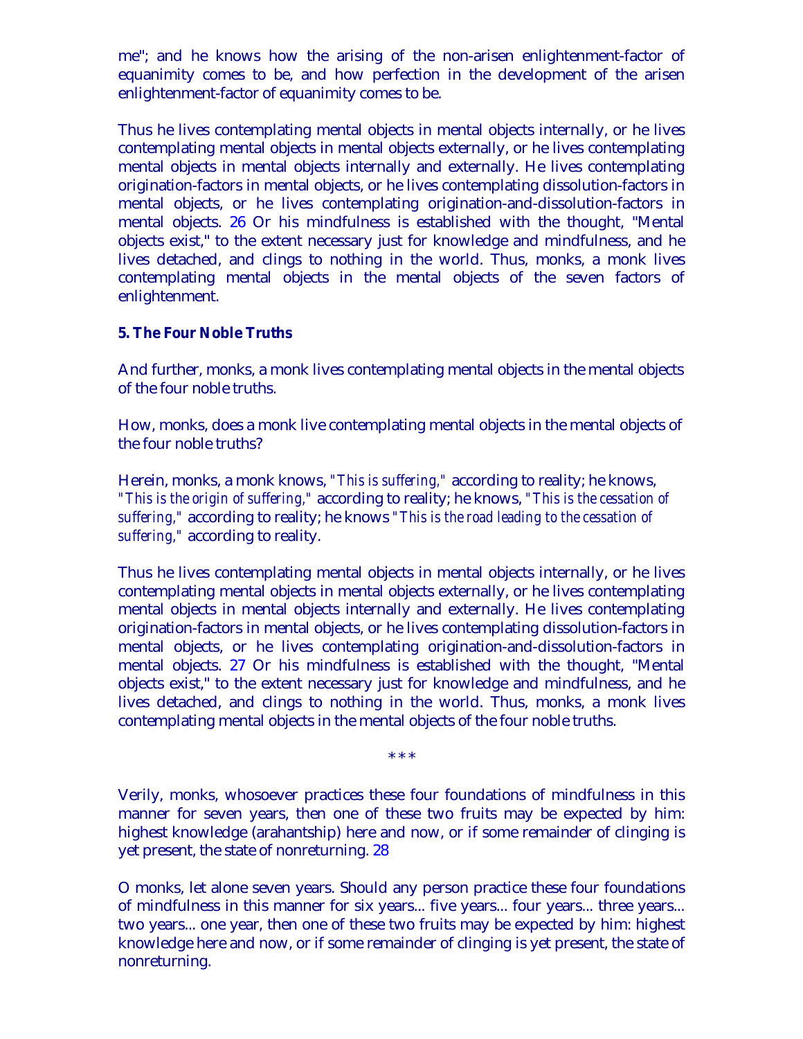me"; and he knows how the arising of the non-arisen enlightenment-factor of equanimity comes to be, and how perfection in the development of the arisen enlightenment-factor of equanimity comes to be.

Thus he lives contemplating mental objects in mental objects internally, or he lives contemplating mental objects in mental objects externally, or he lives contemplating mental objects in mental objects internally and externally. He lives contemplating origination-factors in mental objects, or he lives contemplating dissolution-factors in mental objects, or he lives contemplating origination-and-dissolution-factors in mental objects. 26 Or his mindfulness is established with the thought, "Mental objects exist," to the extent necessary just for knowledge and mindfulness, and he lives detached, and clings to nothing in the world. Thus, monks, a monk lives contemplating mental objects in the mental objects of the seven factors of enlightenment.

**5. The Four Noble Truths**

And further, monks, a monk lives contemplating mental objects in the mental objects of the four noble truths.

How, monks, does a monk live contemplating mental objects in the mental objects of the four noble truths?

Herein, monks, a monk knows, *"This is suffering,"* according to reality; he knows, *"This is the origin of suffering,"* according to reality; he knows, *"This is the cessation of suffering,"* according to reality; he knows *"This is the road leading to the cessation of suffering,"* according to reality.

Thus he lives contemplating mental objects in mental objects internally, or he lives contemplating mental objects in mental objects externally, or he lives contemplating mental objects in mental objects internally and externally. He lives contemplating origination-factors in mental objects, or he lives contemplating dissolution-factors in mental objects, or he lives contemplating origination-and-dissolution-factors in mental objects. 27 Or his mindfulness is established with the thought, "Mental objects exist," to the extent necessary just for knowledge and mindfulness, and he lives detached, and clings to nothing in the world. Thus, monks, a monk lives contemplating mental objects in the mental objects of the four noble truths.

\* \* \*

Verily, monks, whosoever practices these four foundations of mindfulness in this manner for seven years, then one of these two fruits may be expected by him: highest knowledge (arahantship) here and now, or if some remainder of clinging is yet present, the state of nonreturning. 28

O monks, let alone seven years. Should any person practice these four foundations of mindfulness in this manner for six years... five years... four years... three years... two years... one year, then one of these two fruits may be expected by him: highest knowledge here and now, or if some remainder of clinging is yet present, the state of nonreturning.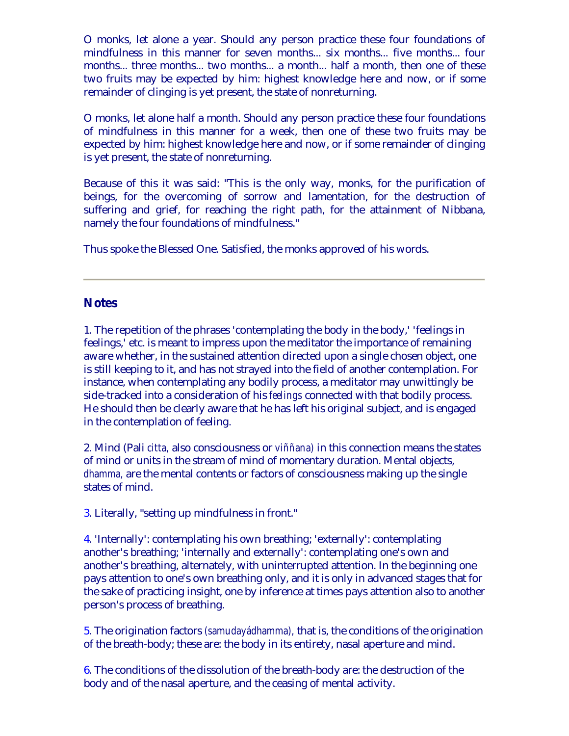O monks, let alone a year. Should any person practice these four foundations of mindfulness in this manner for seven months... six months... five months... four months... three months... two months... a month... half a month, then one of these two fruits may be expected by him: highest knowledge here and now, or if some remainder of clinging is yet present, the state of nonreturning.

O monks, let alone half a month. Should any person practice these four foundations of mindfulness in this manner for a week, then one of these two fruits may be expected by him: highest knowledge here and now, or if some remainder of clinging is yet present, the state of nonreturning.

Because of this it was said: "This is the only way, monks, for the purification of beings, for the overcoming of sorrow and lamentation, for the destruction of suffering and grief, for reaching the right path, for the attainment of Nibbana, namely the four foundations of mindfulness."

Thus spoke the Blessed One. Satisfied, the monks approved of his words.

---

## Notes

1. The repetition of the phrases 'contemplating the body in the body,' 'feelings in feelings,' etc. is meant to impress upon the meditator the importance of remaining aware whether, in the sustained attention directed upon a single chosen object, one is still keeping to it, and has not strayed into the field of another contemplation. For instance, when contemplating any bodily process, a meditator may unwittingly be side-tracked into a consideration of his *feelings* connected with that bodily process. He should then be clearly aware that he has left his original subject, and is engaged in the contemplation of feeling.

2. Mind (Pali *citta,* also consciousness or *viññana)* in this connection means the states of mind or units in the stream of mind of momentary duration. Mental objects, *dhamma,* are the mental contents or factors of consciousness making up the single states of mind.

3. Literally, "setting up mindfulness in front."

4. 'Internally': contemplating his own breathing; 'externally': contemplating another's breathing; 'internally and externally': contemplating one's own and another's breathing, alternately, with uninterrupted attention. In the beginning one pays attention to one's own breathing only, and it is only in advanced stages that for the sake of practicing insight, one by inference at times pays attention also to another person's process of breathing.

5. The origination factors *(samudayádhamma),* that is, the conditions of the origination of the breath-body; these are: the body in its entirety, nasal aperture and mind.

6. The conditions of the dissolution of the breath-body are: the destruction of the body and of the nasal aperture, and the ceasing of mental activity.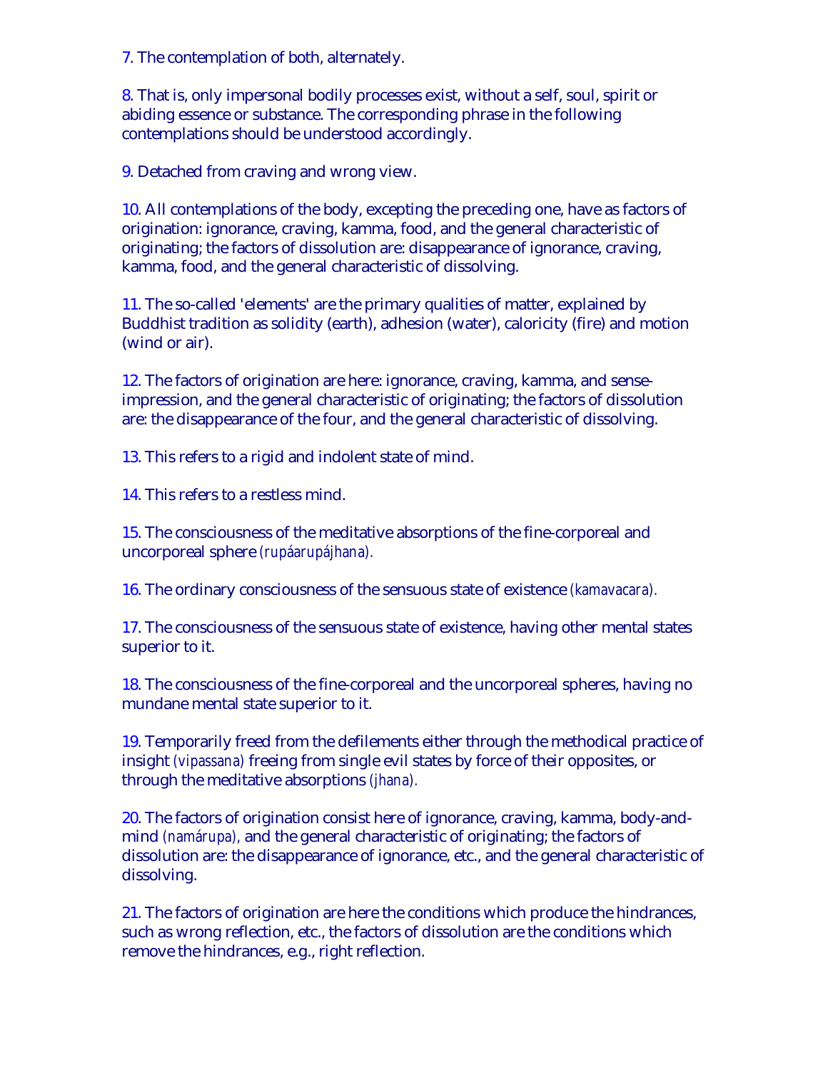7. The contemplation of both, alternately.

8. That is, only impersonal bodily processes exist, without a self, soul, spirit or abiding essence or substance. The corresponding phrase in the following contemplations should be understood accordingly.

9. Detached from craving and wrong view.

10. All contemplations of the body, excepting the preceding one, have as factors of origination: ignorance, craving, kamma, food, and the general characteristic of originating; the factors of dissolution are: disappearance of ignorance, craving, kamma, food, and the general characteristic of dissolving.

11. The so-called 'elements' are the primary qualities of matter, explained by Buddhist tradition as solidity (earth), adhesion (water), caloricity (fire) and motion (wind or air).

12. The factors of origination are here: ignorance, craving, kamma, and sense-impression, and the general characteristic of originating; the factors of dissolution are: the disappearance of the four, and the general characteristic of dissolving.

13. This refers to a rigid and indolent state of mind.

14. This refers to a restless mind.

15. The consciousness of the meditative absorptions of the fine-corporeal and uncorporeal sphere *(rupáarupájhana).*

16. The ordinary consciousness of the sensuous state of existence *(kamavacara).*

17. The consciousness of the sensuous state of existence, having other mental states superior to it.

18. The consciousness of the fine-corporeal and the uncorporeal spheres, having no mundane mental state superior to it.

19. Temporarily freed from the defilements either through the methodical practice of insight *(vipassana)* freeing from single evil states by force of their opposites, or through the meditative absorptions *(jhana).*

20. The factors of origination consist here of ignorance, craving, kamma, body-and-mind *(namárupa),* and the general characteristic of originating; the factors of dissolution are: the disappearance of ignorance, etc., and the general characteristic of dissolving.

21. The factors of origination are here the conditions which produce the hindrances, such as wrong reflection, etc., the factors of dissolution are the conditions which remove the hindrances, e.g., right reflection.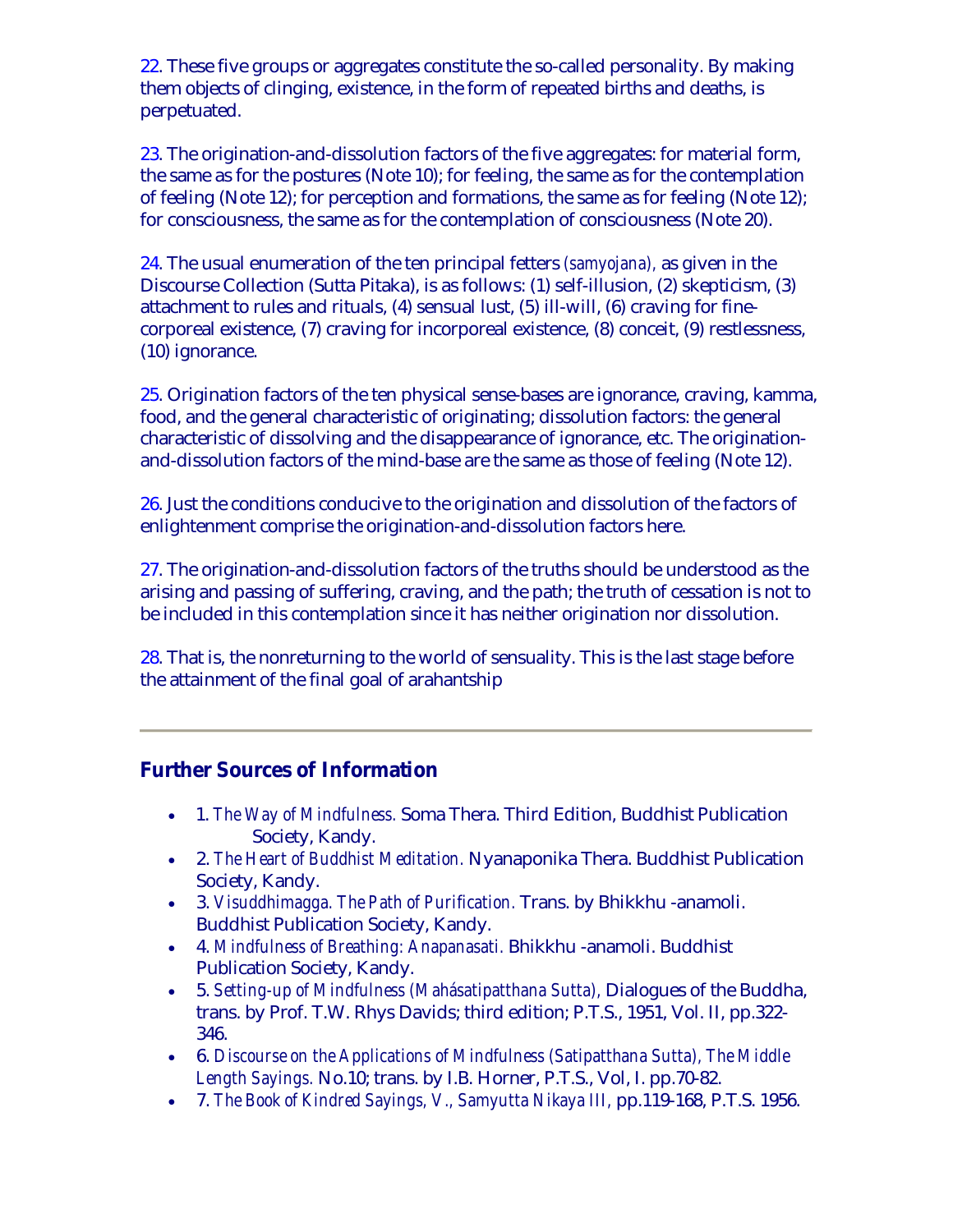22. These five groups or aggregates constitute the so-called personality. By making them objects of clinging, existence, in the form of repeated births and deaths, is perpetuated.

23. The origination-and-dissolution factors of the five aggregates: for material form, the same as for the postures (Note 10); for feeling, the same as for the contemplation of feeling (Note 12); for perception and formations, the same as for feeling (Note 12); for consciousness, the same as for the contemplation of consciousness (Note 20).

24. The usual enumeration of the ten principal fetters *(samyojana),* as given in the Discourse Collection (Sutta Pitaka), is as follows: (1) self-illusion, (2) skepticism, (3) attachment to rules and rituals, (4) sensual lust, (5) ill-will, (6) craving for fine-corporeal existence, (7) craving for incorporeal existence, (8) conceit, (9) restlessness, (10) ignorance.

25. Origination factors of the ten physical sense-bases are ignorance, craving, kamma, food, and the general characteristic of originating; dissolution factors: the general characteristic of dissolving and the disappearance of ignorance, etc. The origination-and-dissolution factors of the mind-base are the same as those of feeling (Note 12).

26. Just the conditions conducive to the origination and dissolution of the factors of enlightenment comprise the origination-and-dissolution factors here.

27. The origination-and-dissolution factors of the truths should be understood as the arising and passing of suffering, craving, and the path; the truth of cessation is not to be included in this contemplation since it has neither origination nor dissolution.

28. That is, the nonreturning to the world of sensuality. This is the last stage before the attainment of the final goal of arahantship

---

## Further Sources of Information

- 1. *The Way of Mindfulness.* Soma Thera. Third Edition, Buddhist Publication Society, Kandy.
- 2. *The Heart of Buddhist Meditation.* Nyanaponika Thera. Buddhist Publication Society, Kandy.
- 3. *Visuddhimagga. The Path of Purification.* Trans. by Bhikkhu -anamoli. Buddhist Publication Society, Kandy.
- 4. *Mindfulness of Breathing: Anapanasati.* Bhikkhu -anamoli. Buddhist Publication Society, Kandy.
- 5. *Setting-up of Mindfulness (Mahásatipatthana Sutta),* Dialogues of the Buddha, trans. by Prof. T.W. Rhys Davids; third edition; P.T.S., 1951, Vol. II, pp.322-346.
- 6. *Discourse on the Applications of Mindfulness (Satipatthana Sutta), The Middle Length Sayings.* No.10; trans. by I.B. Horner, P.T.S., Vol, I. pp.70-82.
- 7. *The Book of Kindred Sayings, V., Samyutta Nikaya III,* pp.119-168, P.T.S. 1956.